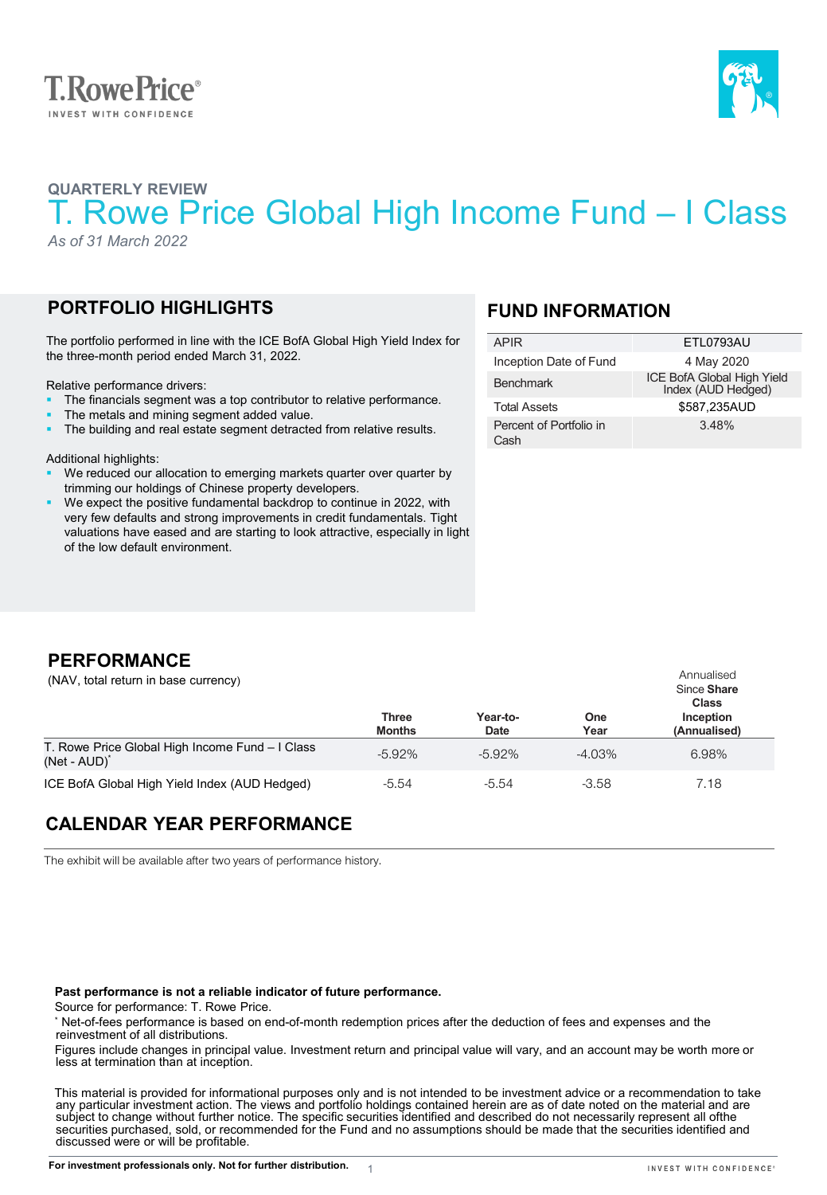T.RowePrice®
INVEST WITH CONFIDENCE

QUARTERLY REVIEW

# T. Rowe Price Global High Income Fund – I Class

*As of 31 March 2022*

## PORTFOLIO HIGHLIGHTS

The portfolio performed in line with the ICE BofA Global High Yield Index for the three-month period ended March 31, 2022.

Relative performance drivers:

- The financials segment was a top contributor to relative performance.
- The metals and mining segment added value.
- The building and real estate segment detracted from relative results.

Additional highlights:

- We reduced our allocation to emerging markets quarter over quarter by trimming our holdings of Chinese property developers.
- We expect the positive fundamental backdrop to continue in 2022, with very few defaults and strong improvements in credit fundamentals. Tight valuations have eased and are starting to look attractive, especially in light of the low default environment.

## FUND INFORMATION

| | |
|---|---|
| APIR | ETL0793AU |
| Inception Date of Fund | 4 May 2020 |
| Benchmark | ICE BofA Global High Yield Index (AUD Hedged) |
| Total Assets | $587,235AUD |
| Percent of Portfolio in Cash | 3.48% |

## PERFORMANCE

(NAV, total return in base currency)

| | Three Months | Year-to-Date | One Year | Annualised Since Share Class Inception (Annualised) |
|---|---|---|---|---|
| T. Rowe Price Global High Income Fund – I Class (Net - AUD)* | -5.92% | -5.92% | -4.03% | 6.98% |
| ICE BofA Global High Yield Index (AUD Hedged) | -5.54 | -5.54 | -3.58 | 7.18 |

## CALENDAR YEAR PERFORMANCE

The exhibit will be available after two years of performance history.

**Past performance is not a reliable indicator of future performance.**

Source for performance: T. Rowe Price.

* Net-of-fees performance is based on end-of-month redemption prices after the deduction of fees and expenses and the reinvestment of all distributions.

Figures include changes in principal value. Investment return and principal value will vary, and an account may be worth more or less at termination than at inception.

This material is provided for informational purposes only and is not intended to be investment advice or a recommendation to take any particular investment action. The views and portfolio holdings contained herein are as of date noted on the material and are subject to change without further notice. The specific securities identified and described do not necessarily represent all ofthe securities purchased, sold, or recommended for the Fund and no assumptions should be made that the securities identified and discussed were or will be profitable.

**For investment professionals only. Not for further distribution.**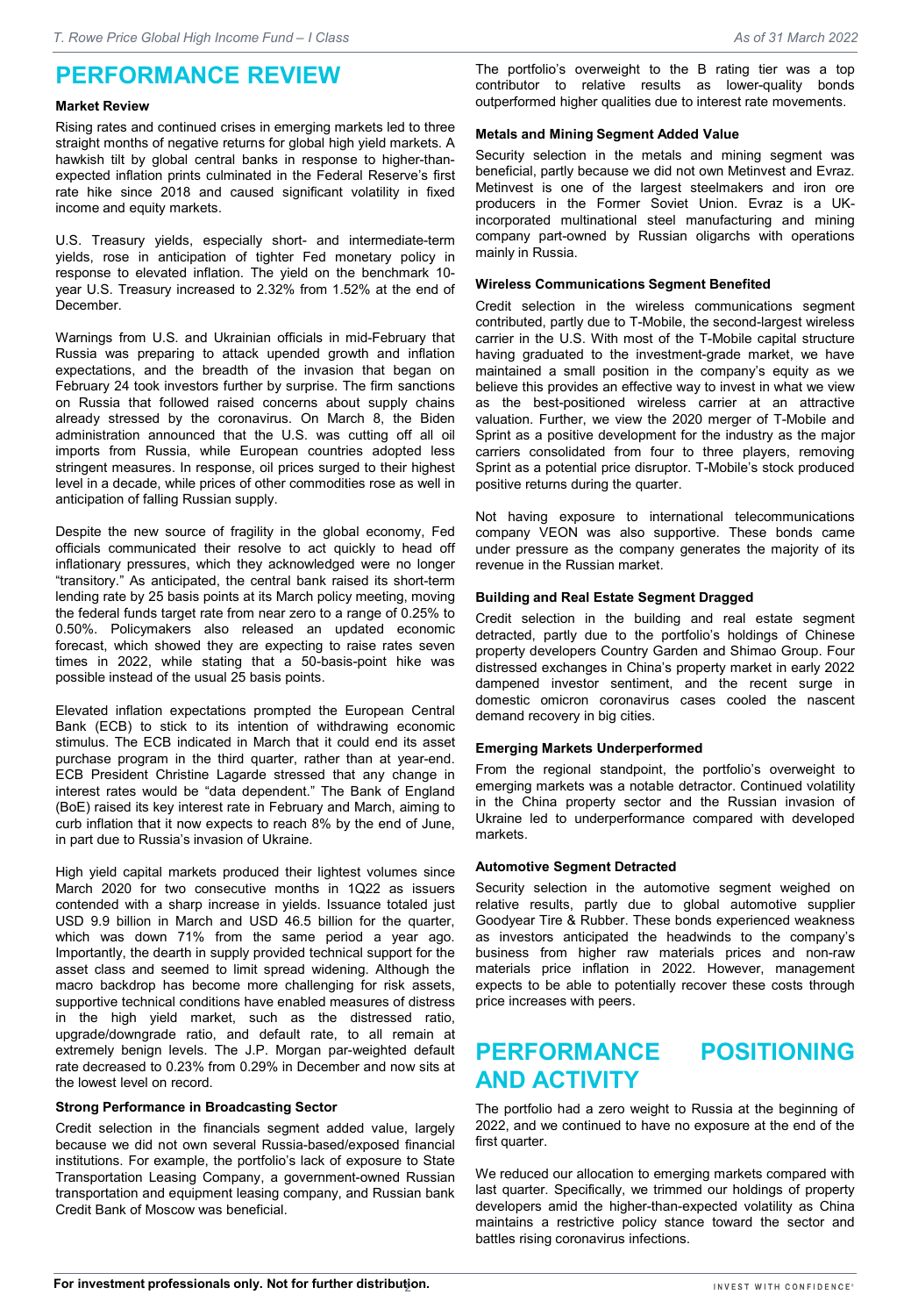# PERFORMANCE REVIEW

### Market Review

Rising rates and continued crises in emerging markets led to three straight months of negative returns for global high yield markets. A hawkish tilt by global central banks in response to higher-than-expected inflation prints culminated in the Federal Reserve's first rate hike since 2018 and caused significant volatility in fixed income and equity markets.

U.S. Treasury yields, especially short- and intermediate-term yields, rose in anticipation of tighter Fed monetary policy in response to elevated inflation. The yield on the benchmark 10-year U.S. Treasury increased to 2.32% from 1.52% at the end of December.

Warnings from U.S. and Ukrainian officials in mid-February that Russia was preparing to attack upended growth and inflation expectations, and the breadth of the invasion that began on February 24 took investors further by surprise. The firm sanctions on Russia that followed raised concerns about supply chains already stressed by the coronavirus. On March 8, the Biden administration announced that the U.S. was cutting off all oil imports from Russia, while European countries adopted less stringent measures. In response, oil prices surged to their highest level in a decade, while prices of other commodities rose as well in anticipation of falling Russian supply.

Despite the new source of fragility in the global economy, Fed officials communicated their resolve to act quickly to head off inflationary pressures, which they acknowledged were no longer "transitory." As anticipated, the central bank raised its short-term lending rate by 25 basis points at its March policy meeting, moving the federal funds target rate from near zero to a range of 0.25% to 0.50%. Policymakers also released an updated economic forecast, which showed they are expecting to raise rates seven times in 2022, while stating that a 50-basis-point hike was possible instead of the usual 25 basis points.

Elevated inflation expectations prompted the European Central Bank (ECB) to stick to its intention of withdrawing economic stimulus. The ECB indicated in March that it could end its asset purchase program in the third quarter, rather than at year-end. ECB President Christine Lagarde stressed that any change in interest rates would be "data dependent." The Bank of England (BoE) raised its key interest rate in February and March, aiming to curb inflation that it now expects to reach 8% by the end of June, in part due to Russia's invasion of Ukraine.

High yield capital markets produced their lightest volumes since March 2020 for two consecutive months in 1Q22 as issuers contended with a sharp increase in yields. Issuance totaled just USD 9.9 billion in March and USD 46.5 billion for the quarter, which was down 71% from the same period a year ago. Importantly, the dearth in supply provided technical support for the asset class and seemed to limit spread widening. Although the macro backdrop has become more challenging for risk assets, supportive technical conditions have enabled measures of distress in the high yield market, such as the distressed ratio, upgrade/downgrade ratio, and default rate, to all remain at extremely benign levels. The J.P. Morgan par-weighted default rate decreased to 0.23% from 0.29% in December and now sits at the lowest level on record.

### Strong Performance in Broadcasting Sector

Credit selection in the financials segment added value, largely because we did not own several Russia-based/exposed financial institutions. For example, the portfolio's lack of exposure to State Transportation Leasing Company, a government-owned Russian transportation and equipment leasing company, and Russian bank Credit Bank of Moscow was beneficial.

The portfolio's overweight to the B rating tier was a top contributor to relative results as lower-quality bonds outperformed higher qualities due to interest rate movements.

### Metals and Mining Segment Added Value

Security selection in the metals and mining segment was beneficial, partly because we did not own Metinvest and Evraz. Metinvest is one of the largest steelmakers and iron ore producers in the Former Soviet Union. Evraz is a UK-incorporated multinational steel manufacturing and mining company part-owned by Russian oligarchs with operations mainly in Russia.

### Wireless Communications Segment Benefited

Credit selection in the wireless communications segment contributed, partly due to T-Mobile, the second-largest wireless carrier in the U.S. With most of the T-Mobile capital structure having graduated to the investment-grade market, we have maintained a small position in the company's equity as we believe this provides an effective way to invest in what we view as the best-positioned wireless carrier at an attractive valuation. Further, we view the 2020 merger of T-Mobile and Sprint as a positive development for the industry as the major carriers consolidated from four to three players, removing Sprint as a potential price disruptor. T-Mobile's stock produced positive returns during the quarter.

Not having exposure to international telecommunications company VEON was also supportive. These bonds came under pressure as the company generates the majority of its revenue in the Russian market.

### Building and Real Estate Segment Dragged

Credit selection in the building and real estate segment detracted, partly due to the portfolio's holdings of Chinese property developers Country Garden and Shimao Group. Four distressed exchanges in China's property market in early 2022 dampened investor sentiment, and the recent surge in domestic omicron coronavirus cases cooled the nascent demand recovery in big cities.

### Emerging Markets Underperformed

From the regional standpoint, the portfolio's overweight to emerging markets was a notable detractor. Continued volatility in the China property sector and the Russian invasion of Ukraine led to underperformance compared with developed markets.

### Automotive Segment Detracted

Security selection in the automotive segment weighed on relative results, partly due to global automotive supplier Goodyear Tire & Rubber. These bonds experienced weakness as investors anticipated the headwinds to the company's business from higher raw materials prices and non-raw materials price inflation in 2022. However, management expects to be able to potentially recover these costs through price increases with peers.

# PERFORMANCE POSITIONING AND ACTIVITY

The portfolio had a zero weight to Russia at the beginning of 2022, and we continued to have no exposure at the end of the first quarter.

We reduced our allocation to emerging markets compared with last quarter. Specifically, we trimmed our holdings of property developers amid the higher-than-expected volatility as China maintains a restrictive policy stance toward the sector and battles rising coronavirus infections.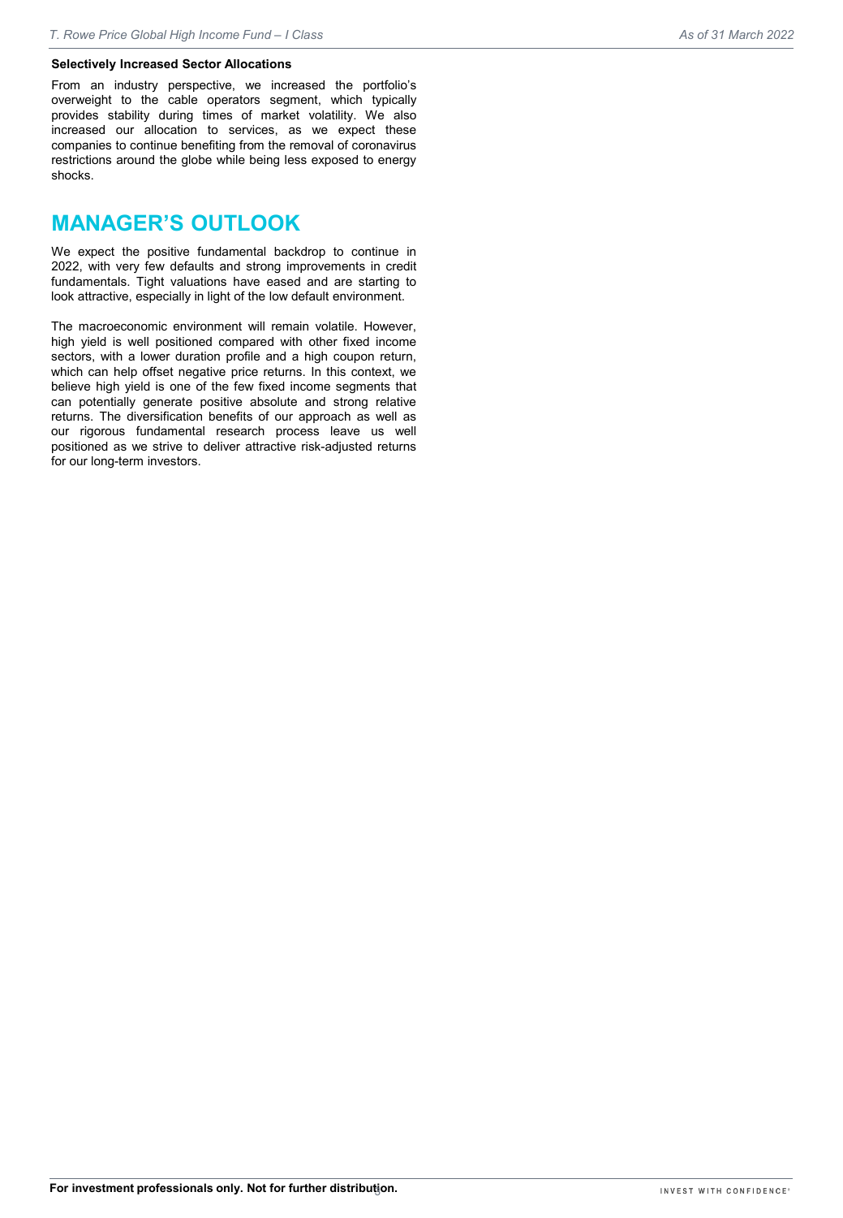**Selectively Increased Sector Allocations**

From an industry perspective, we increased the portfolio's overweight to the cable operators segment, which typically provides stability during times of market volatility. We also increased our allocation to services, as we expect these companies to continue benefiting from the removal of coronavirus restrictions around the globe while being less exposed to energy shocks.

## MANAGER'S OUTLOOK

We expect the positive fundamental backdrop to continue in 2022, with very few defaults and strong improvements in credit fundamentals. Tight valuations have eased and are starting to look attractive, especially in light of the low default environment.

The macroeconomic environment will remain volatile. However, high yield is well positioned compared with other fixed income sectors, with a lower duration profile and a high coupon return, which can help offset negative price returns. In this context, we believe high yield is one of the few fixed income segments that can potentially generate positive absolute and strong relative returns. The diversification benefits of our approach as well as our rigorous fundamental research process leave us well positioned as we strive to deliver attractive risk-adjusted returns for our long-term investors.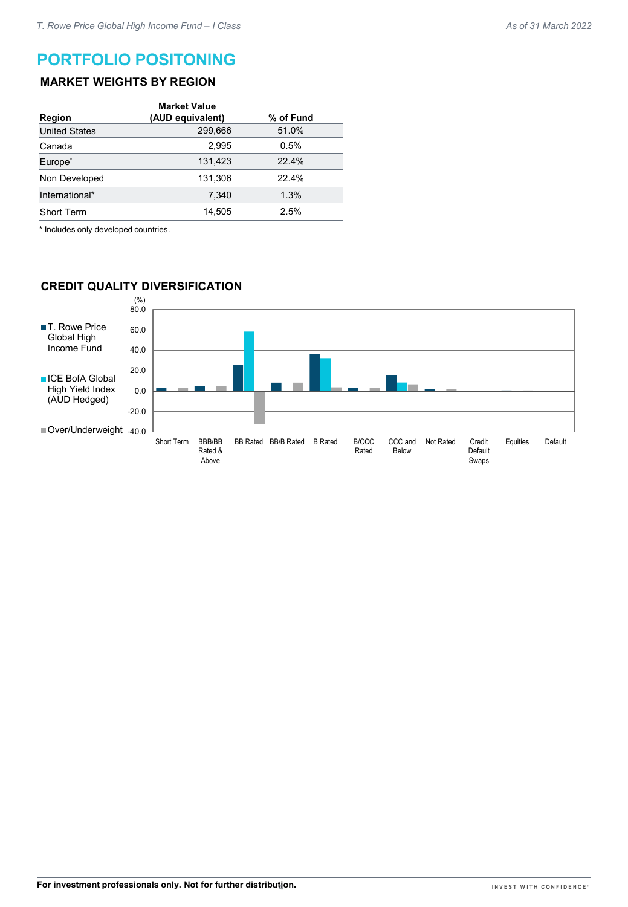# PORTFOLIO POSITONING

## MARKET WEIGHTS BY REGION

| Region | Market Value (AUD equivalent) | % of Fund |
|---|---|---|
| United States | 299,666 | 51.0% |
| Canada | 2,995 | 0.5% |
| Europe* | 131,423 | 22.4% |
| Non Developed | 131,306 | 22.4% |
| International* | 7,340 | 1.3% |
| Short Term | 14,505 | 2.5% |

* Includes only developed countries.

## CREDIT QUALITY DIVERSIFICATION

(%)

- T. Rowe Price Global High Income Fund
- ICE BofA Global High Yield Index (AUD Hedged)
- Over/Underweight

Y-axis: 80.0, 60.0, 40.0, 20.0, 0.0, -20.0, -40.0

Categories: Short Term, BBB/BB Rated & Above, BB Rated, BB/B Rated, B Rated, B/CCC Rated, CCC and Below, Not Rated, Credit Default Swaps, Equities, Default

**For investment professionals only. Not for further distribution.**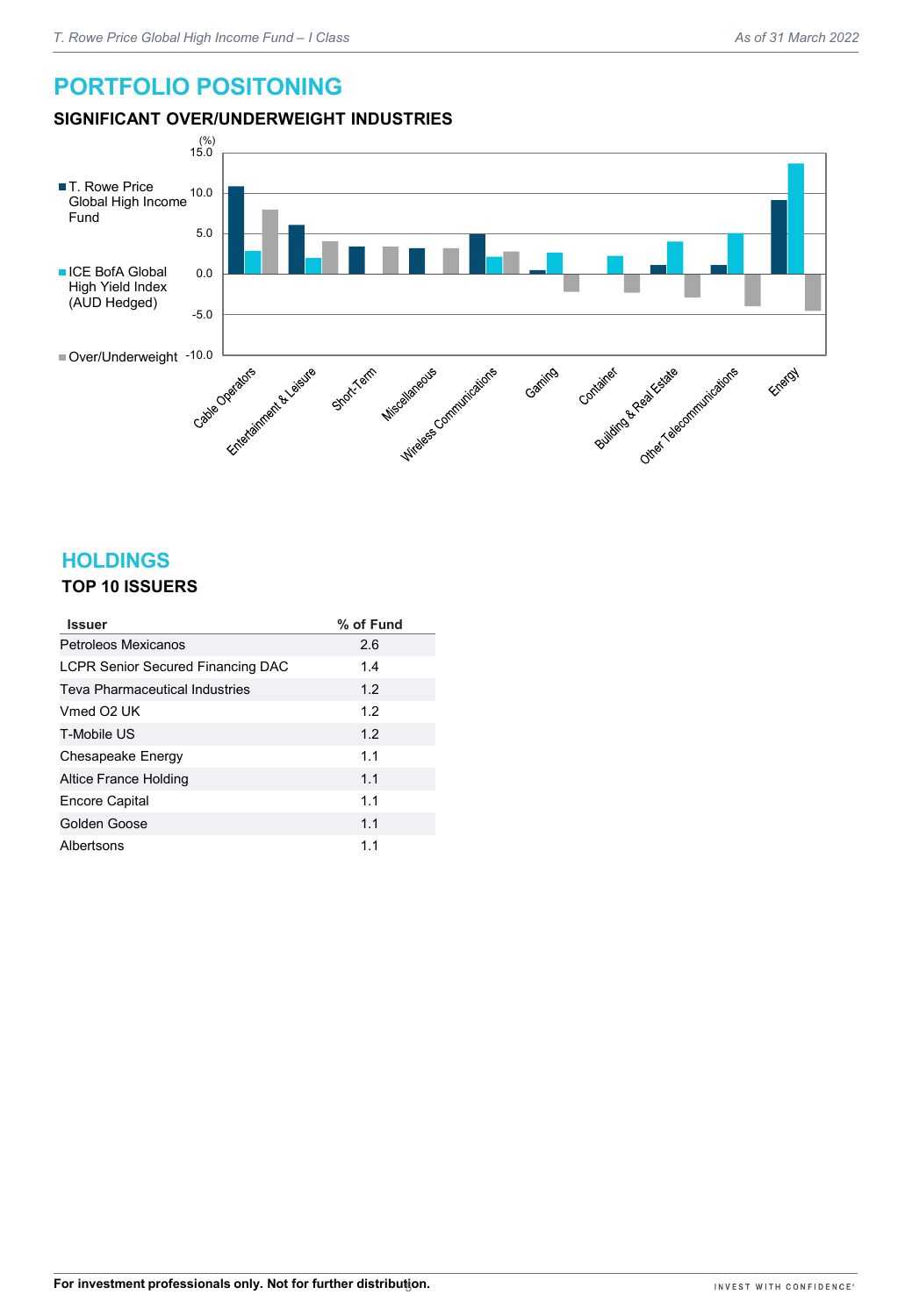## PORTFOLIO POSITONING

### SIGNIFICANT OVER/UNDERWEIGHT INDUSTRIES

(%)

- T. Rowe Price Global High Income Fund
- ICE BofA Global High Yield Index (AUD Hedged)
- Over/Underweight

Cable Operators, Entertainment & Leisure, Short-Term, Miscellaneous, Wireless Communications, Gaming, Container, Building & Real Estate, Other Telecommunications, Energy

## HOLDINGS

### TOP 10 ISSUERS

| Issuer | % of Fund |
|---|---|
| Petroleos Mexicanos | 2.6 |
| LCPR Senior Secured Financing DAC | 1.4 |
| Teva Pharmaceutical Industries | 1.2 |
| Vmed O2 UK | 1.2 |
| T-Mobile US | 1.2 |
| Chesapeake Energy | 1.1 |
| Altice France Holding | 1.1 |
| Encore Capital | 1.1 |
| Golden Goose | 1.1 |
| Albertsons | 1.1 |

**For investment professionals only. Not for further distribution.**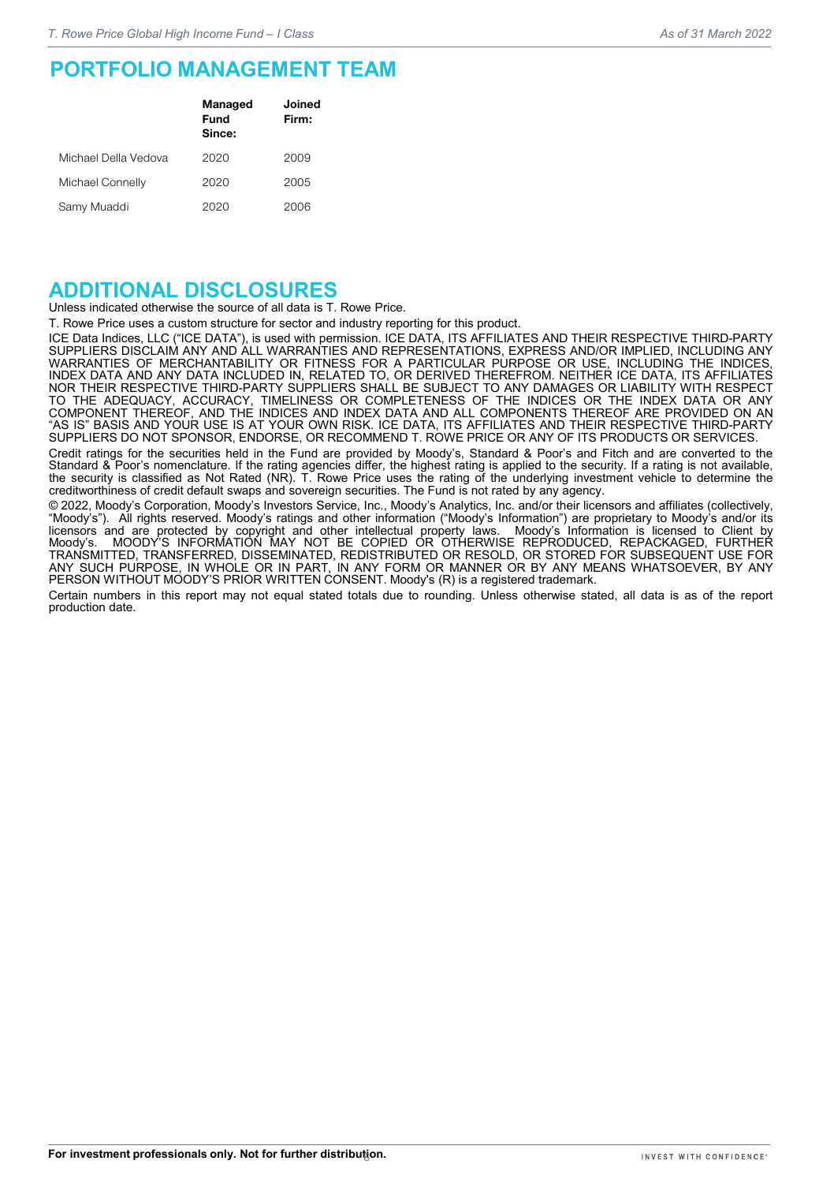## PORTFOLIO MANAGEMENT TEAM

| | Managed Fund Since: | Joined Firm: |
|---|---|---|
| Michael Della Vedova | 2020 | 2009 |
| Michael Connelly | 2020 | 2005 |
| Samy Muaddi | 2020 | 2006 |

## ADDITIONAL DISCLOSURES

Unless indicated otherwise the source of all data is T. Rowe Price.

T. Rowe Price uses a custom structure for sector and industry reporting for this product.

ICE Data Indices, LLC ("ICE DATA"), is used with permission. ICE DATA, ITS AFFILIATES AND THEIR RESPECTIVE THIRD-PARTY SUPPLIERS DISCLAIM ANY AND ALL WARRANTIES AND REPRESENTATIONS, EXPRESS AND/OR IMPLIED, INCLUDING ANY WARRANTIES OF MERCHANTABILITY OR FITNESS FOR A PARTICULAR PURPOSE OR USE, INCLUDING THE INDICES, INDEX DATA AND ANY DATA INCLUDED IN, RELATED TO, OR DERIVED THEREFROM. NEITHER ICE DATA, ITS AFFILIATES NOR THEIR RESPECTIVE THIRD-PARTY SUPPLIERS SHALL BE SUBJECT TO ANY DAMAGES OR LIABILITY WITH RESPECT TO THE ADEQUACY, ACCURACY, TIMELINESS OR COMPLETENESS OF THE INDICES OR THE INDEX DATA OR ANY COMPONENT THEREOF, AND THE INDICES AND INDEX DATA AND ALL COMPONENTS THEREOF ARE PROVIDED ON AN "AS IS" BASIS AND YOUR USE IS AT YOUR OWN RISK. ICE DATA, ITS AFFILIATES AND THEIR RESPECTIVE THIRD-PARTY SUPPLIERS DO NOT SPONSOR, ENDORSE, OR RECOMMEND T. ROWE PRICE OR ANY OF ITS PRODUCTS OR SERVICES.

Credit ratings for the securities held in the Fund are provided by Moody's, Standard & Poor's and Fitch and are converted to the Standard & Poor's nomenclature. If the rating agencies differ, the highest rating is applied to the security. If a rating is not available, the security is classified as Not Rated (NR). T. Rowe Price uses the rating of the underlying investment vehicle to determine the creditworthiness of credit default swaps and sovereign securities. The Fund is not rated by any agency.

© 2022, Moody's Corporation, Moody's Investors Service, Inc., Moody's Analytics, Inc. and/or their licensors and affiliates (collectively, "Moody's"). All rights reserved. Moody's ratings and other information ("Moody's Information") are proprietary to Moody's and/or its licensors and are protected by copyright and other intellectual property laws. Moody's Information is licensed to Client by Moody's. MOODY'S INFORMATION MAY NOT BE COPIED OR OTHERWISE REPRODUCED, REPACKAGED, FURTHER TRANSMITTED, TRANSFERRED, DISSEMINATED, REDISTRIBUTED OR RESOLD, OR STORED FOR SUBSEQUENT USE FOR ANY SUCH PURPOSE, IN WHOLE OR IN PART, IN ANY FORM OR MANNER OR BY ANY MEANS WHATSOEVER, BY ANY PERSON WITHOUT MOODY'S PRIOR WRITTEN CONSENT. Moody's (R) is a registered trademark.

Certain numbers in this report may not equal stated totals due to rounding. Unless otherwise stated, all data is as of the report production date.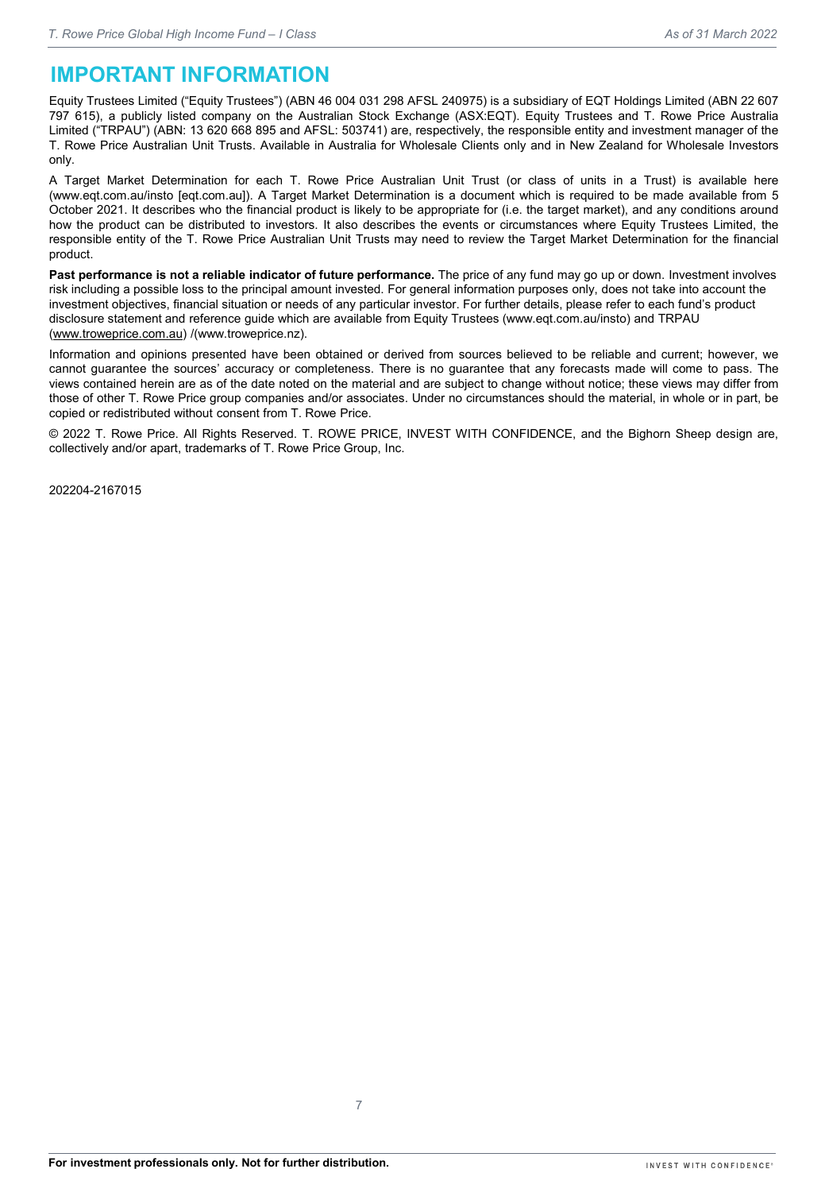# IMPORTANT INFORMATION

Equity Trustees Limited ("Equity Trustees") (ABN 46 004 031 298 AFSL 240975) is a subsidiary of EQT Holdings Limited (ABN 22 607 797 615), a publicly listed company on the Australian Stock Exchange (ASX:EQT). Equity Trustees and T. Rowe Price Australia Limited ("TRPAU") (ABN: 13 620 668 895 and AFSL: 503741) are, respectively, the responsible entity and investment manager of the T. Rowe Price Australian Unit Trusts. Available in Australia for Wholesale Clients only and in New Zealand for Wholesale Investors only.

A Target Market Determination for each T. Rowe Price Australian Unit Trust (or class of units in a Trust) is available here (www.eqt.com.au/insto [eqt.com.au]). A Target Market Determination is a document which is required to be made available from 5 October 2021. It describes who the financial product is likely to be appropriate for (i.e. the target market), and any conditions around how the product can be distributed to investors. It also describes the events or circumstances where Equity Trustees Limited, the responsible entity of the T. Rowe Price Australian Unit Trusts may need to review the Target Market Determination for the financial product.

**Past performance is not a reliable indicator of future performance.** The price of any fund may go up or down. Investment involves risk including a possible loss to the principal amount invested. For general information purposes only, does not take into account the investment objectives, financial situation or needs of any particular investor. For further details, please refer to each fund's product disclosure statement and reference guide which are available from Equity Trustees (www.eqt.com.au/insto) and TRPAU (www.troweprice.com.au) /(www.troweprice.nz).

Information and opinions presented have been obtained or derived from sources believed to be reliable and current; however, we cannot guarantee the sources' accuracy or completeness. There is no guarantee that any forecasts made will come to pass. The views contained herein are as of the date noted on the material and are subject to change without notice; these views may differ from those of other T. Rowe Price group companies and/or associates. Under no circumstances should the material, in whole or in part, be copied or redistributed without consent from T. Rowe Price.

© 2022 T. Rowe Price. All Rights Reserved. T. ROWE PRICE, INVEST WITH CONFIDENCE, and the Bighorn Sheep design are, collectively and/or apart, trademarks of T. Rowe Price Group, Inc.

202204-2167015